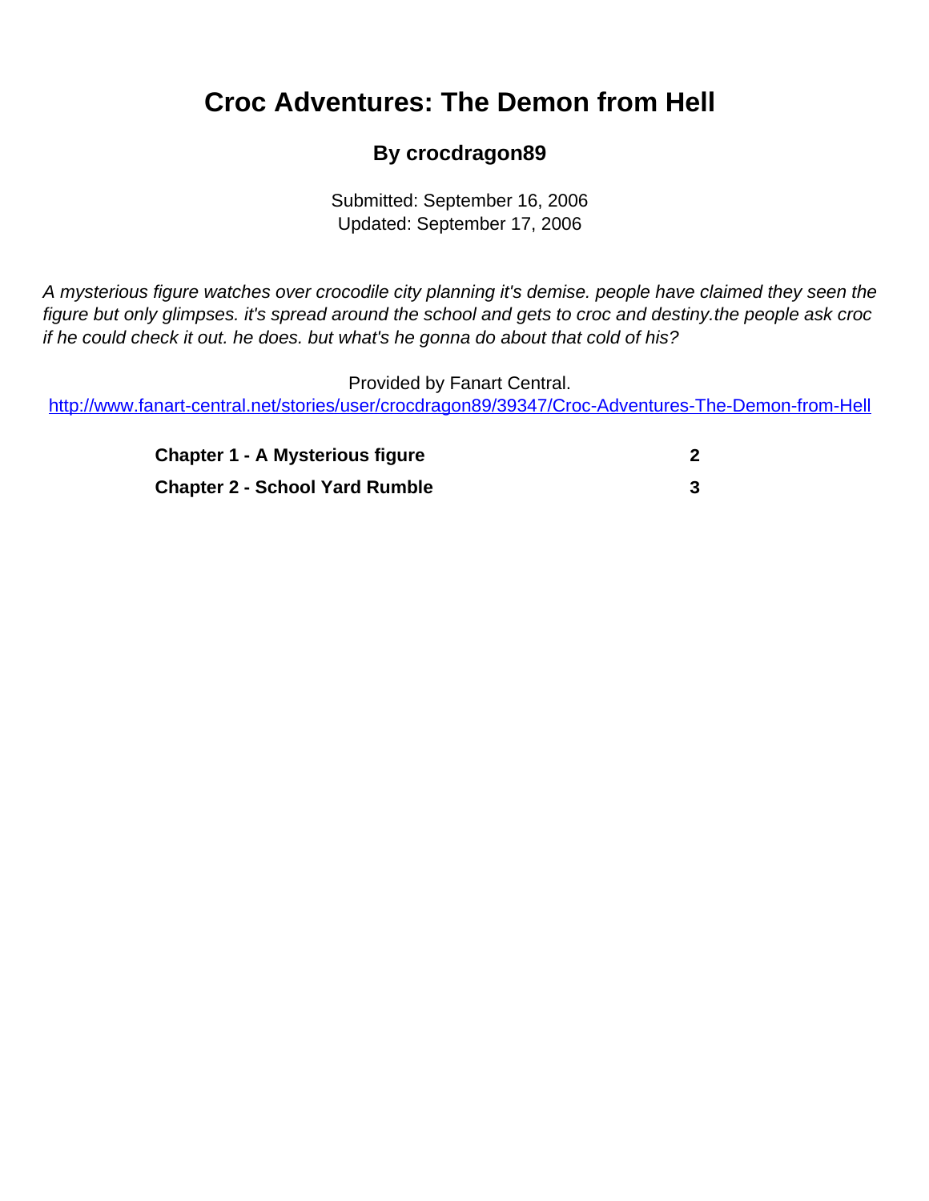# Croc Adventures: The Demon from Hell

## By crocdragon89

Submitted: September 16, 2006
Updated: September 17, 2006

*A mysterious figure watches over crocodile city planning it's demise. people have claimed they seen the figure but only glimpses. it's spread around the school and gets to croc and destiny.the people ask croc if he could check it out. he does. but what's he gonna do about that cold of his?*

Provided by Fanart Central.
[http://www.fanart-central.net/stories/user/crocdragon89/39347/Croc-Adventures-The-Demon-from-Hell](http://www.fanart-central.net/stories/user/crocdragon89/39347/Croc-Adventures-The-Demon-from-Hell)

| | |
|---|---|
| **Chapter 1 - A Mysterious figure** | **2** |
| **Chapter 2 - School Yard Rumble** | **3** |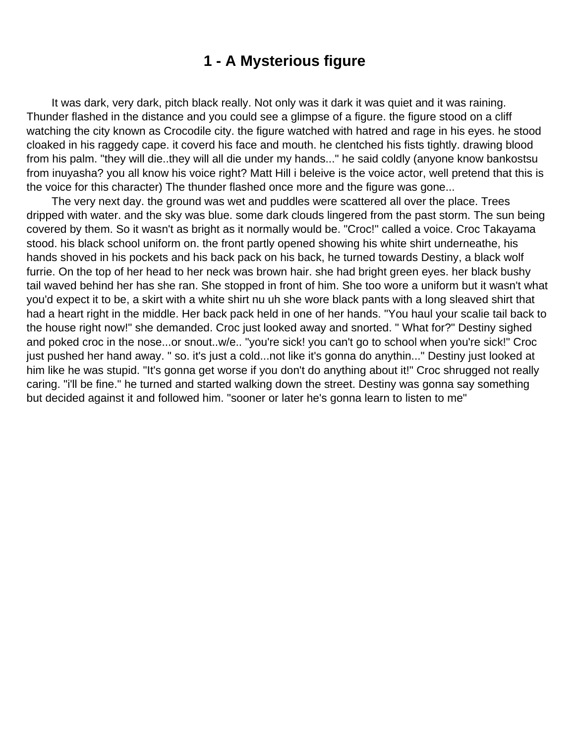# 1 - A Mysterious figure

It was dark, very dark, pitch black really. Not only was it dark it was quiet and it was raining. Thunder flashed in the distance and you could see a glimpse of a figure. the figure stood on a cliff watching the city known as Crocodile city. the figure watched with hatred and rage in his eyes. he stood cloaked in his raggedy cape. it coverd his face and mouth. he clentched his fists tightly. drawing blood from his palm. "they will die..they will all die under my hands..." he said coldly (anyone know bankostsu from inuyasha? you all know his voice right? Matt Hill i beleive is the voice actor, well pretend that this is the voice for this character) The thunder flashed once more and the figure was gone...

The very next day. the ground was wet and puddles were scattered all over the place. Trees dripped with water. and the sky was blue. some dark clouds lingered from the past storm. The sun being covered by them. So it wasn't as bright as it normally would be. "Croc!" called a voice. Croc Takayama stood. his black school uniform on. the front partly opened showing his white shirt underneathe, his hands shoved in his pockets and his back pack on his back, he turned towards Destiny, a black wolf furrie. On the top of her head to her neck was brown hair. she had bright green eyes. her black bushy tail waved behind her has she ran. She stopped in front of him. She too wore a uniform but it wasn't what you'd expect it to be, a skirt with a white shirt nu uh she wore black pants with a long sleaved shirt that had a heart right in the middle. Her back pack held in one of her hands. "You haul your scalie tail back to the house right now!" she demanded. Croc just looked away and snorted. " What for?" Destiny sighed and poked croc in the nose...or snout..w/e.. "you're sick! you can't go to school when you're sick!" Croc just pushed her hand away. " so. it's just a cold...not like it's gonna do anythin..." Destiny just looked at him like he was stupid. "It's gonna get worse if you don't do anything about it!" Croc shrugged not really caring. "i'll be fine." he turned and started walking down the street. Destiny was gonna say something but decided against it and followed him. "sooner or later he's gonna learn to listen to me"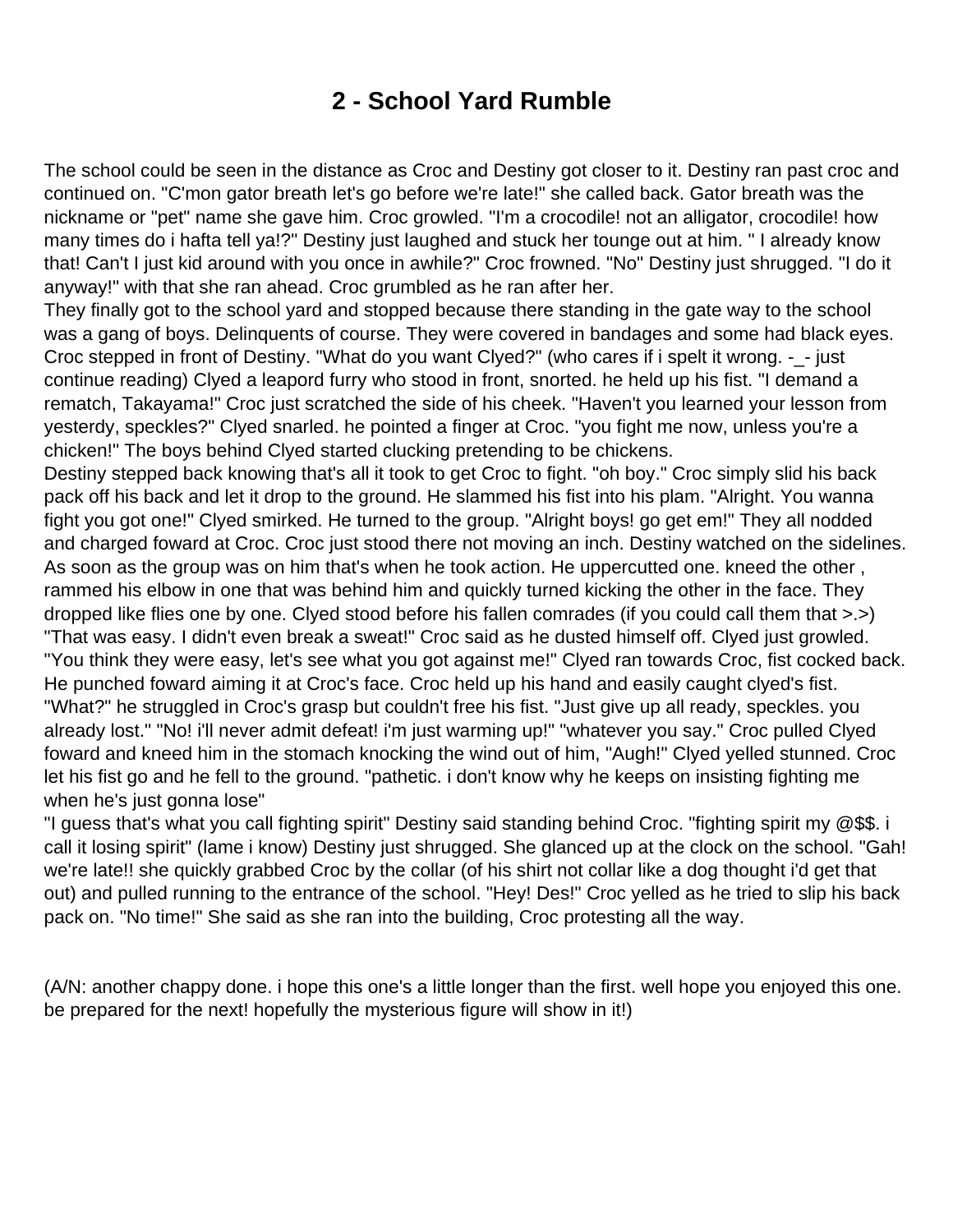# 2 - School Yard Rumble

The school could be seen in the distance as Croc and Destiny got closer to it. Destiny ran past croc and continued on. "C'mon gator breath let's go before we're late!" she called back. Gator breath was the nickname or "pet" name she gave him. Croc growled. "I'm a crocodile! not an alligator, crocodile! how many times do i hafta tell ya!?" Destiny just laughed and stuck her tounge out at him. " I already know that! Can't I just kid around with you once in awhile?" Croc frowned. "No" Destiny just shrugged. "I do it anyway!" with that she ran ahead. Croc grumbled as he ran after her.
They finally got to the school yard and stopped because there standing in the gate way to the school was a gang of boys. Delinquents of course. They were covered in bandages and some had black eyes. Croc stepped in front of Destiny. "What do you want Clyed?" (who cares if i spelt it wrong. -_- just continue reading) Clyed a leapord furry who stood in front, snorted. he held up his fist. "I demand a rematch, Takayama!" Croc just scratched the side of his cheek. "Haven't you learned your lesson from yesterdy, speckles?" Clyed snarled. he pointed a finger at Croc. "you fight me now, unless you're a chicken!" The boys behind Clyed started clucking pretending to be chickens.
Destiny stepped back knowing that's all it took to get Croc to fight. "oh boy." Croc simply slid his back pack off his back and let it drop to the ground. He slammed his fist into his plam. "Alright. You wanna fight you got one!" Clyed smirked. He turned to the group. "Alright boys! go get em!" They all nodded and charged foward at Croc. Croc just stood there not moving an inch. Destiny watched on the sidelines. As soon as the group was on him that's when he took action. He uppercutted one. kneed the other , rammed his elbow in one that was behind him and quickly turned kicking the other in the face. They dropped like flies one by one. Clyed stood before his fallen comrades (if you could call them that >.>) "That was easy. I didn't even break a sweat!" Croc said as he dusted himself off. Clyed just growled. "You think they were easy, let's see what you got against me!" Clyed ran towards Croc, fist cocked back. He punched foward aiming it at Croc's face. Croc held up his hand and easily caught clyed's fist. "What?" he struggled in Croc's grasp but couldn't free his fist. "Just give up all ready, speckles. you already lost." "No! i'll never admit defeat! i'm just warming up!" "whatever you say." Croc pulled Clyed foward and kneed him in the stomach knocking the wind out of him, "Augh!" Clyed yelled stunned. Croc let his fist go and he fell to the ground. "pathetic. i don't know why he keeps on insisting fighting me when he's just gonna lose"
"I guess that's what you call fighting spirit" Destiny said standing behind Croc. "fighting spirit my @$$. i call it losing spirit" (lame i know) Destiny just shrugged. She glanced up at the clock on the school. "Gah! we're late!! she quickly grabbed Croc by the collar (of his shirt not collar like a dog thought i'd get that out) and pulled running to the entrance of the school. "Hey! Des!" Croc yelled as he tried to slip his back pack on. "No time!" She said as she ran into the building, Croc protesting all the way.

(A/N: another chappy done. i hope this one's a little longer than the first. well hope you enjoyed this one. be prepared for the next! hopefully the mysterious figure will show in it!)